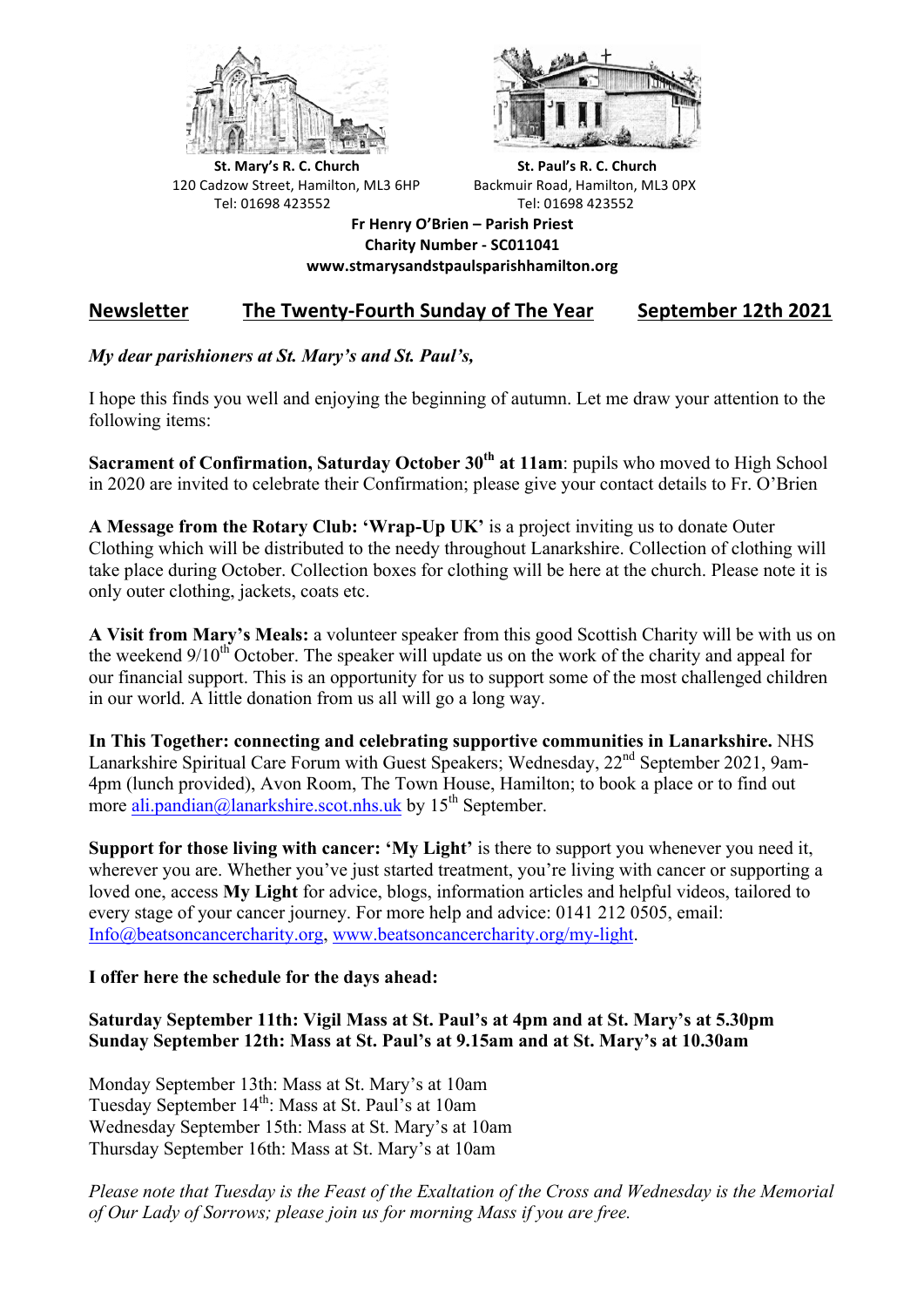**St. Mary's R. C. Church**
120 Cadzow Street, Hamilton, ML3 6HP
Tel: 01698 423552

**St. Paul's R. C. Church**
Backmuir Road, Hamilton, ML3 0PX
Tel: 01698 423552

**Fr Henry O'Brien – Parish Priest**
**Charity Number - SC011041**
**www.stmarysandstpaulsparishhamilton.org**

## Newsletter — The Twenty-Fourth Sunday of The Year — September 12th 2021

*My dear parishioners at St. Mary's and St. Paul's,*

I hope this finds you well and enjoying the beginning of autumn. Let me draw your attention to the following items:

**Sacrament of Confirmation, Saturday October 30th at 11am**: pupils who moved to High School in 2020 are invited to celebrate their Confirmation; please give your contact details to Fr. O'Brien

**A Message from the Rotary Club: 'Wrap-Up UK'** is a project inviting us to donate Outer Clothing which will be distributed to the needy throughout Lanarkshire. Collection of clothing will take place during October. Collection boxes for clothing will be here at the church. Please note it is only outer clothing, jackets, coats etc.

**A Visit from Mary's Meals:** a volunteer speaker from this good Scottish Charity will be with us on the weekend 9/10th October. The speaker will update us on the work of the charity and appeal for our financial support. This is an opportunity for us to support some of the most challenged children in our world. A little donation from us all will go a long way.

**In This Together: connecting and celebrating supportive communities in Lanarkshire.** NHS Lanarkshire Spiritual Care Forum with Guest Speakers; Wednesday, 22nd September 2021, 9am-4pm (lunch provided), Avon Room, The Town House, Hamilton; to book a place or to find out more ali.pandian@lanarkshire.scot.nhs.uk by 15th September.

**Support for those living with cancer: 'My Light'** is there to support you whenever you need it, wherever you are. Whether you've just started treatment, you're living with cancer or supporting a loved one, access **My Light** for advice, blogs, information articles and helpful videos, tailored to every stage of your cancer journey. For more help and advice: 0141 212 0505, email: Info@beatsoncancercharity.org, www.beatsoncancercharity.org/my-light.

**I offer here the schedule for the days ahead:**

**Saturday September 11th: Vigil Mass at St. Paul's at 4pm and at St. Mary's at 5.30pm**
**Sunday September 12th: Mass at St. Paul's at 9.15am and at St. Mary's at 10.30am**

Monday September 13th: Mass at St. Mary's at 10am
Tuesday September 14th: Mass at St. Paul's at 10am
Wednesday September 15th: Mass at St. Mary's at 10am
Thursday September 16th: Mass at St. Mary's at 10am

*Please note that Tuesday is the Feast of the Exaltation of the Cross and Wednesday is the Memorial of Our Lady of Sorrows; please join us for morning Mass if you are free.*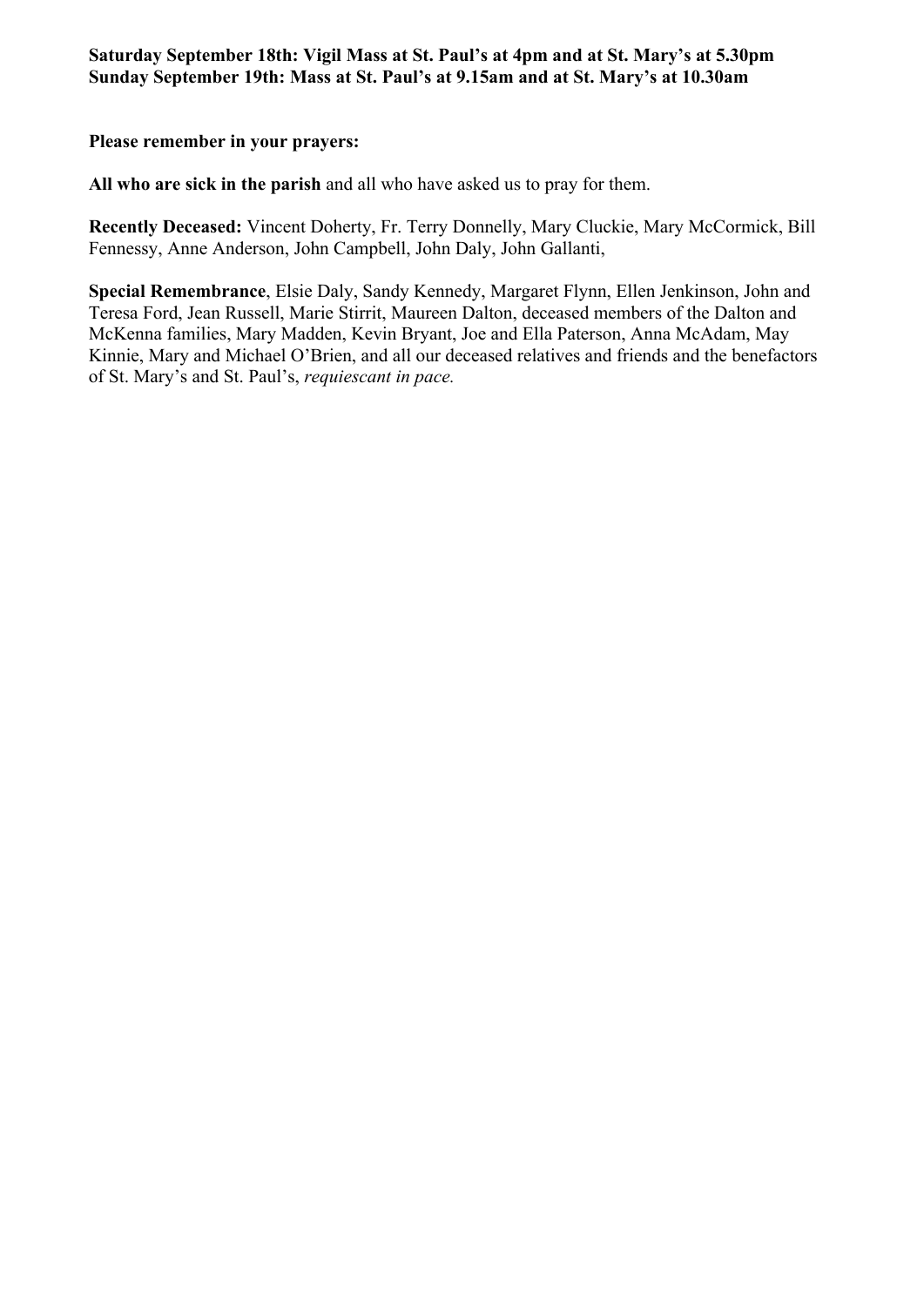**Saturday September 18th: Vigil Mass at St. Paul's at 4pm and at St. Mary's at 5.30pm**
**Sunday September 19th: Mass at St. Paul's at 9.15am and at St. Mary's at 10.30am**

**Please remember in your prayers:**

**All who are sick in the parish** and all who have asked us to pray for them.

**Recently Deceased:** Vincent Doherty, Fr. Terry Donnelly, Mary Cluckie, Mary McCormick, Bill Fennessy, Anne Anderson, John Campbell, John Daly, John Gallanti,

**Special Remembrance**, Elsie Daly, Sandy Kennedy, Margaret Flynn, Ellen Jenkinson, John and Teresa Ford, Jean Russell, Marie Stirrit, Maureen Dalton, deceased members of the Dalton and McKenna families, Mary Madden, Kevin Bryant, Joe and Ella Paterson, Anna McAdam, May Kinnie, Mary and Michael O'Brien, and all our deceased relatives and friends and the benefactors of St. Mary's and St. Paul's, *requiescant in pace.*